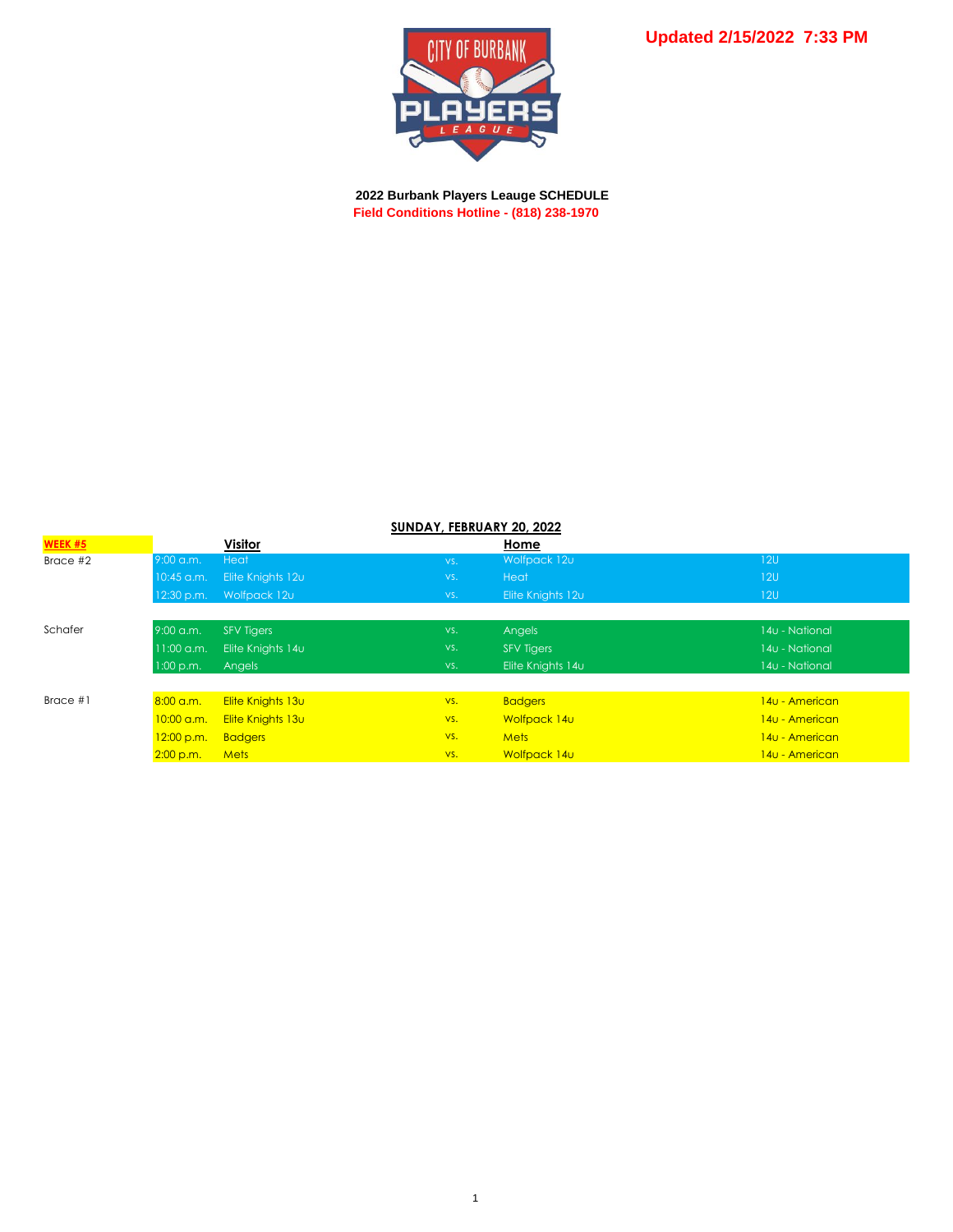**Updated 2/15/2022 7:33 PM**

**2022 Burbank Players Leauge SCHEDULE**

**Field Conditions Hotline - (818) 238-1970**

**SUNDAY, FEBRUARY 20, 2022**

| **WEEK #5** | | **Visitor** | | **Home** | |
|---|---|---|---|---|---|
| Brace #2 | 9:00 a.m. | Heat | vs. | Wolfpack 12u | 12U |
| | 10:45 a.m. | Elite Knights 12u | vs. | Heat | 12U |
| | 12:30 p.m. | Wolfpack 12u | vs. | Elite Knights 12u | 12U |
| | | | | | |
| Schafer | 9:00 a.m. | SFV Tigers | vs. | Angels | 14u - National |
| | 11:00 a.m. | Elite Knights 14u | vs. | SFV Tigers | 14u - National |
| | 1:00 p.m. | Angels | vs. | Elite Knights 14u | 14u - National |
| | | | | | |
| Brace #1 | 8:00 a.m. | Elite Knights 13u | vs. | Badgers | 14u - American |
| | 10:00 a.m. | Elite Knights 13u | vs. | Wolfpack 14u | 14u - American |
| | 12:00 p.m. | Badgers | vs. | Mets | 14u - American |
| | 2:00 p.m. | Mets | vs. | Wolfpack 14u | 14u - American |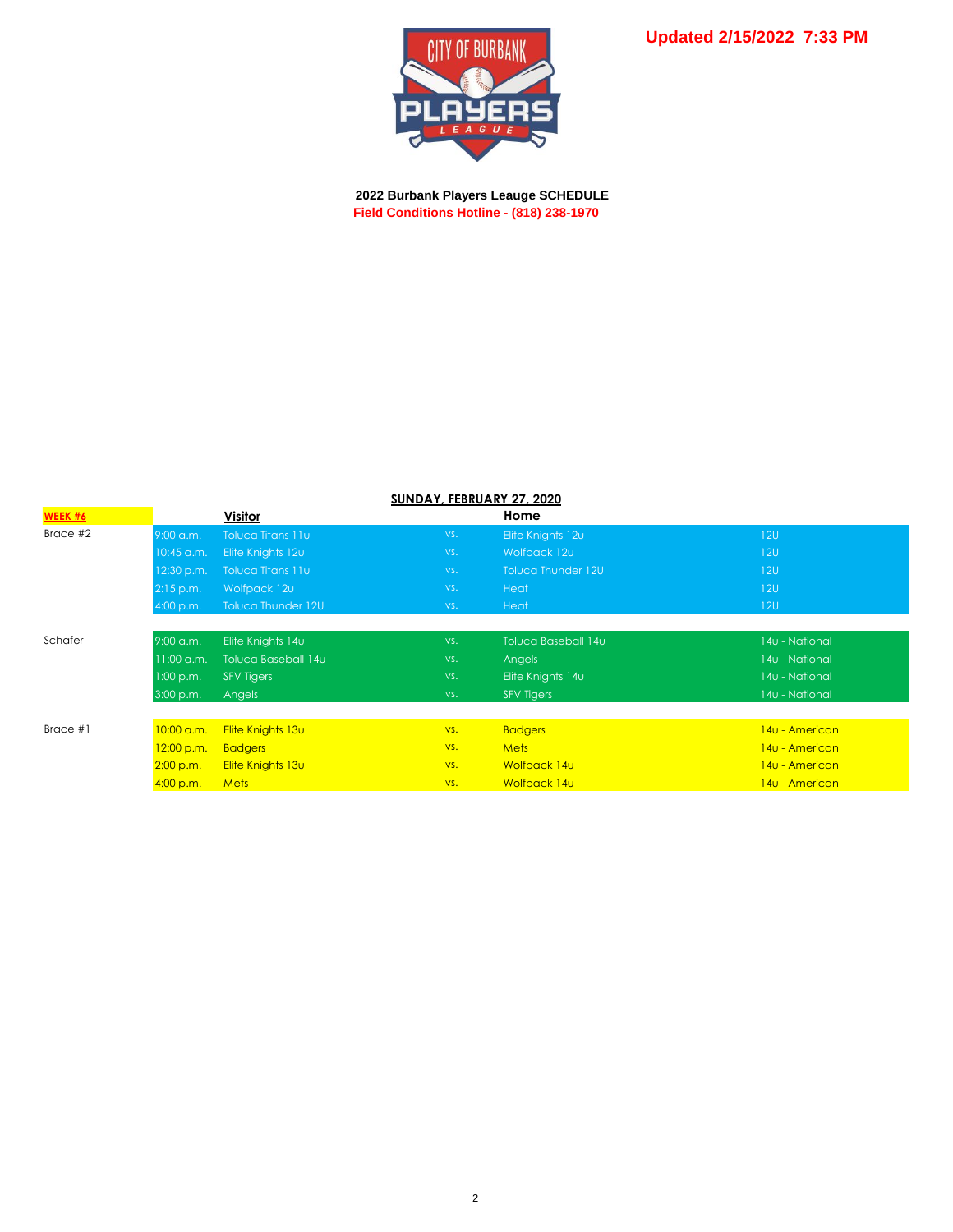**Updated 2/15/2022 7:33 PM**

**2022 Burbank Players Leauge SCHEDULE**

**Field Conditions Hotline - (818) 238-1970**

**SUNDAY, FEBRUARY 27, 2020**

| WEEK #6 | | Visitor | | Home | |
|---|---|---|---|---|---|
| Brace #2 | 9:00 a.m. | Toluca Titans 11u | vs. | Elite Knights 12u | 12U |
| | 10:45 a.m. | Elite Knights 12u | vs. | Wolfpack 12u | 12U |
| | 12:30 p.m. | Toluca Titans 11u | vs. | Toluca Thunder 12U | 12U |
| | 2:15 p.m. | Wolfpack 12u | vs. | Heat | 12U |
| | 4:00 p.m. | Toluca Thunder 12U | vs. | Heat | 12U |
| | | | | | |
| Schafer | 9:00 a.m. | Elite Knights 14u | vs. | Toluca Baseball 14u | 14u - National |
| | 11:00 a.m. | Toluca Baseball 14u | vs. | Angels | 14u - National |
| | 1:00 p.m. | SFV Tigers | vs. | Elite Knights 14u | 14u - National |
| | 3:00 p.m. | Angels | vs. | SFV Tigers | 14u - National |
| | | | | | |
| Brace #1 | 10:00 a.m. | Elite Knights 13u | vs. | Badgers | 14u - American |
| | 12:00 p.m. | Badgers | vs. | Mets | 14u - American |
| | 2:00 p.m. | Elite Knights 13u | vs. | Wolfpack 14u | 14u - American |
| | 4:00 p.m. | Mets | vs. | Wolfpack 14u | 14u - American |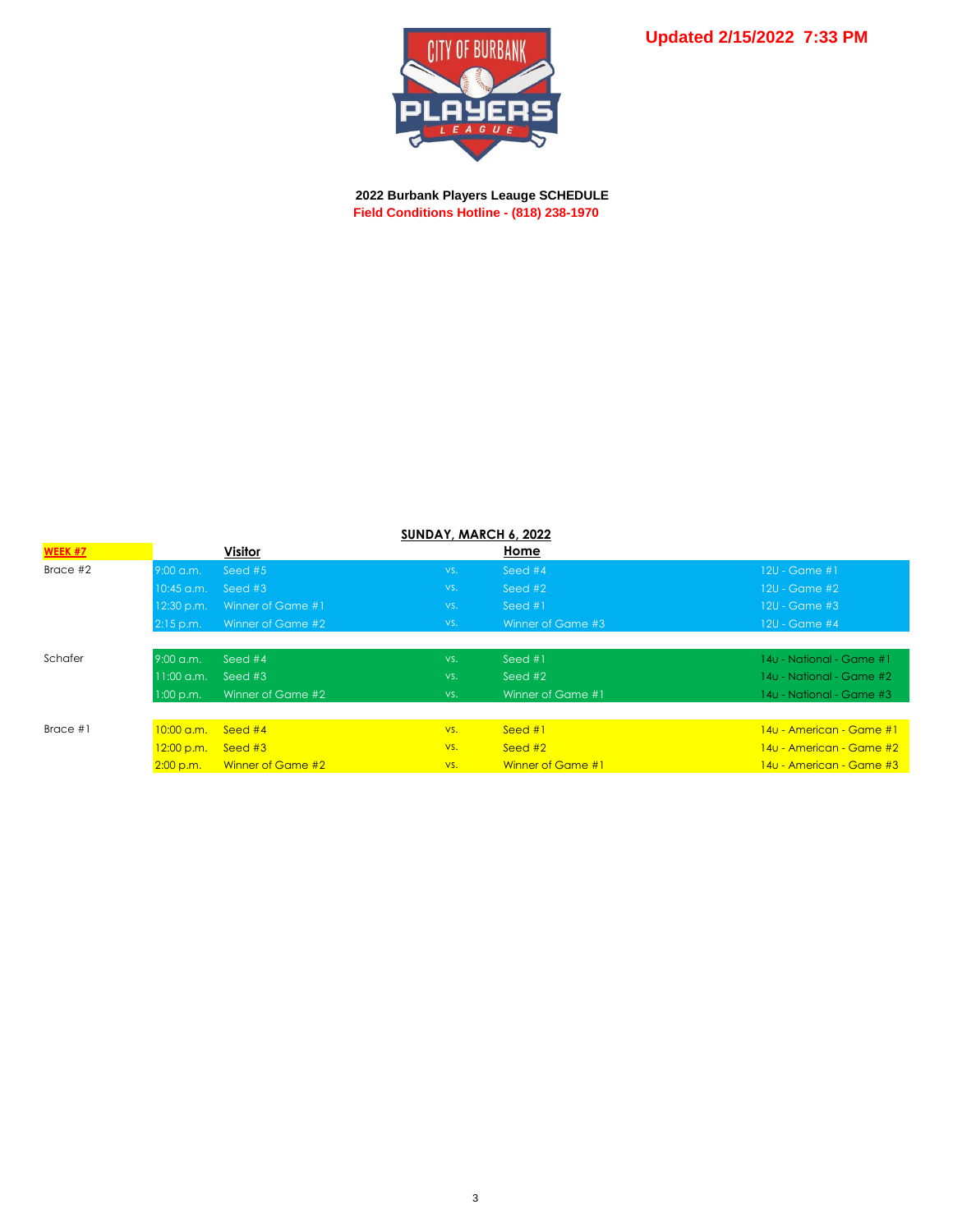**Updated 2/15/2022 7:33 PM**

CITY OF BURBANK PLAYERS LEAGUE

**2022 Burbank Players Leauge SCHEDULE**

**Field Conditions Hotline - (818) 238-1970**

**SUNDAY, MARCH 6, 2022**

| **WEEK #7** | | **Visitor** | | **Home** | |
|---|---|---|---|---|---|
| Brace #2 | 9:00 a.m. | Seed #5 | vs. | Seed #4 | 12U - Game #1 |
| | 10:45 a.m. | Seed #3 | vs. | Seed #2 | 12U - Game #2 |
| | 12:30 p.m. | Winner of Game #1 | vs. | Seed #1 | 12U - Game #3 |
| | 2:15 p.m. | Winner of Game #2 | vs. | Winner of Game #3 | 12U - Game #4 |
| | | | | | |
| Schafer | 9:00 a.m. | Seed #4 | vs. | Seed #1 | 14u - National - Game #1 |
| | 11:00 a.m. | Seed #3 | vs. | Seed #2 | 14u - National - Game #2 |
| | 1:00 p.m. | Winner of Game #2 | vs. | Winner of Game #1 | 14u - National - Game #3 |
| | | | | | |
| Brace #1 | 10:00 a.m. | Seed #4 | vs. | Seed #1 | 14u - American - Game #1 |
| | 12:00 p.m. | Seed #3 | vs. | Seed #2 | 14u - American - Game #2 |
| | 2:00 p.m. | Winner of Game #2 | vs. | Winner of Game #1 | 14u - American - Game #3 |